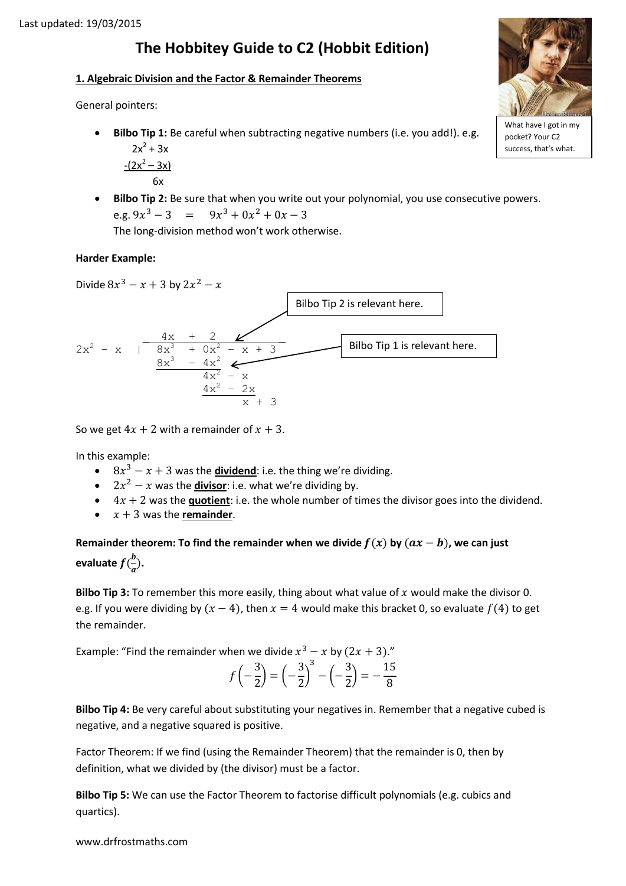Last updated: 19/03/2015

# The Hobbitey Guide to C2 (Hobbit Edition)

What have I got in my pocket? Your C2 success, that's what.

## 1. Algebraic Division and the Factor & Remainder Theorems

General pointers:

- **Bilbo Tip 1:** Be careful when subtracting negative numbers (i.e. you add!). e.g.

```
  2x² + 3x
-(2x² – 3x)
     6x
```

- **Bilbo Tip 2:** Be sure that when you write out your polynomial, you use consecutive powers.
  e.g. $9x^3 - 3 \quad = \quad 9x^3 + 0x^2 + 0x - 3$
  The long-division method won't work otherwise.

**Harder Example:**

Divide $8x^3 - x + 3$ by $2x^2 - x$

```
              4x   +  2
2x² - x  |   8x³  + 0x² - x + 3
             8x³  - 4x²
                    4x² - x
                    4x² - 2x
                          x + 3
```

Bilbo Tip 2 is relevant here. (the $0x^2$ term)

Bilbo Tip 1 is relevant here. (the subtraction of $-4x^2$)

So we get $4x + 2$ with a remainder of $x + 3$.

In this example:

- $8x^3 - x + 3$ was the <u>**dividend**</u>: i.e. the thing we're dividing.
- $2x^2 - x$ was the <u>**divisor**</u>: i.e. what we're dividing by.
- $4x + 2$ was the <u>**quotient**</u>: i.e. the whole number of times the divisor goes into the dividend.
- $x + 3$ was the <u>**remainder**</u>.

**Remainder theorem: To find the remainder when we divide $f(x)$ by $(ax - b)$, we can just evaluate $f(\frac{b}{a})$.**

**Bilbo Tip 3:** To remember this more easily, thing about what value of $x$ would make the divisor 0. e.g. If you were dividing by $(x - 4)$, then $x = 4$ would make this bracket 0, so evaluate $f(4)$ to get the remainder.

Example: "Find the remainder when we divide $x^3 - x$ by $(2x + 3)$."

$$f\left(-\frac{3}{2}\right) = \left(-\frac{3}{2}\right)^3 - \left(-\frac{3}{2}\right) = -\frac{15}{8}$$

**Bilbo Tip 4:** Be very careful about substituting your negatives in. Remember that a negative cubed is negative, and a negative squared is positive.

Factor Theorem: If we find (using the Remainder Theorem) that the remainder is 0, then by definition, what we divided by (the divisor) must be a factor.

**Bilbo Tip 5:** We can use the Factor Theorem to factorise difficult polynomials (e.g. cubics and quartics).

www.drfrostmaths.com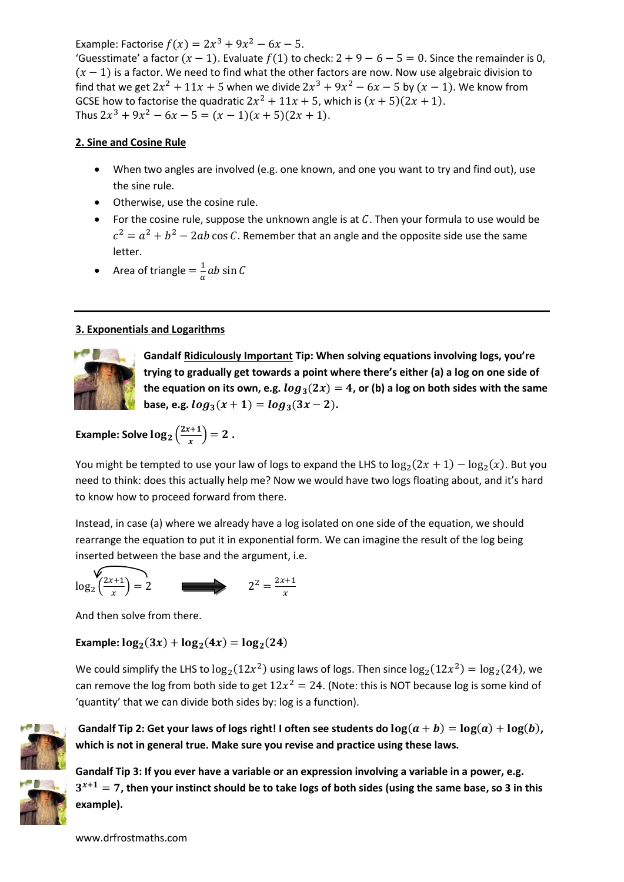Example: Factorise $f(x) = 2x^3 + 9x^2 - 6x - 5$.
'Guesstimate' a factor $(x - 1)$. Evaluate $f(1)$ to check: $2 + 9 - 6 - 5 = 0$. Since the remainder is 0, $(x - 1)$ is a factor. We need to find what the other factors are now. Now use algebraic division to find that we get $2x^2 + 11x + 5$ when we divide $2x^3 + 9x^2 - 6x - 5$ by $(x - 1)$. We know from GCSE how to factorise the quadratic $2x^2 + 11x + 5$, which is $(x + 5)(2x + 1)$.
Thus $2x^3 + 9x^2 - 6x - 5 = (x - 1)(x + 5)(2x + 1)$.

## 2. Sine and Cosine Rule

- When two angles are involved (e.g. one known, and one you want to try and find out), use the sine rule.
- Otherwise, use the cosine rule.
- For the cosine rule, suppose the unknown angle is at $C$. Then your formula to use would be $c^2 = a^2 + b^2 - 2ab\cos C$. Remember that an angle and the opposite side use the same letter.
- Area of triangle $= \frac{1}{a} ab \sin C$

---

## 3. Exponentials and Logarithms

**Gandalf Ridiculously Important Tip: When solving equations involving logs, you're trying to gradually get towards a point where there's either (a) a log on one side of the equation on its own, e.g. $log_3(2x) = 4$, or (b) a log on both sides with the same base, e.g. $log_3(x + 1) = log_3(3x - 2)$.**

**Example: Solve $\log_2\left(\frac{2x+1}{x}\right) = 2$ .**

You might be tempted to use your law of logs to expand the LHS to $\log_2(2x + 1) - \log_2(x)$. But you need to think: does this actually help me? Now we would have two logs floating about, and it's hard to know how to proceed forward from there.

Instead, in case (a) where we already have a log isolated on one side of the equation, we should rearrange the equation to put it in exponential form. We can imagine the result of the log being inserted between the base and the argument, i.e.

$$\log_2\left(\frac{2x+1}{x}\right) = 2 \quad \Longrightarrow \quad 2^2 = \frac{2x+1}{x}$$

And then solve from there.

**Example: $\log_2(3x) + \log_2(4x) = \log_2(24)$**

We could simplify the LHS to $\log_2(12x^2)$ using laws of logs. Then since $\log_2(12x^2) = \log_2(24)$, we can remove the log from both side to get $12x^2 = 24$. (Note: this is NOT because log is some kind of 'quantity' that we can divide both sides by: log is a function).

**Gandalf Tip 2: Get your laws of logs right! I often see students do $\log(a + b) = \log(a) + \log(b)$, which is not in general true. Make sure you revise and practice using these laws.**

**Gandalf Tip 3: If you ever have a variable or an expression involving a variable in a power, e.g. $3^{x+1} = 7$, then your instinct should be to take logs of both sides (using the same base, so 3 in this example).**

www.drfrostmaths.com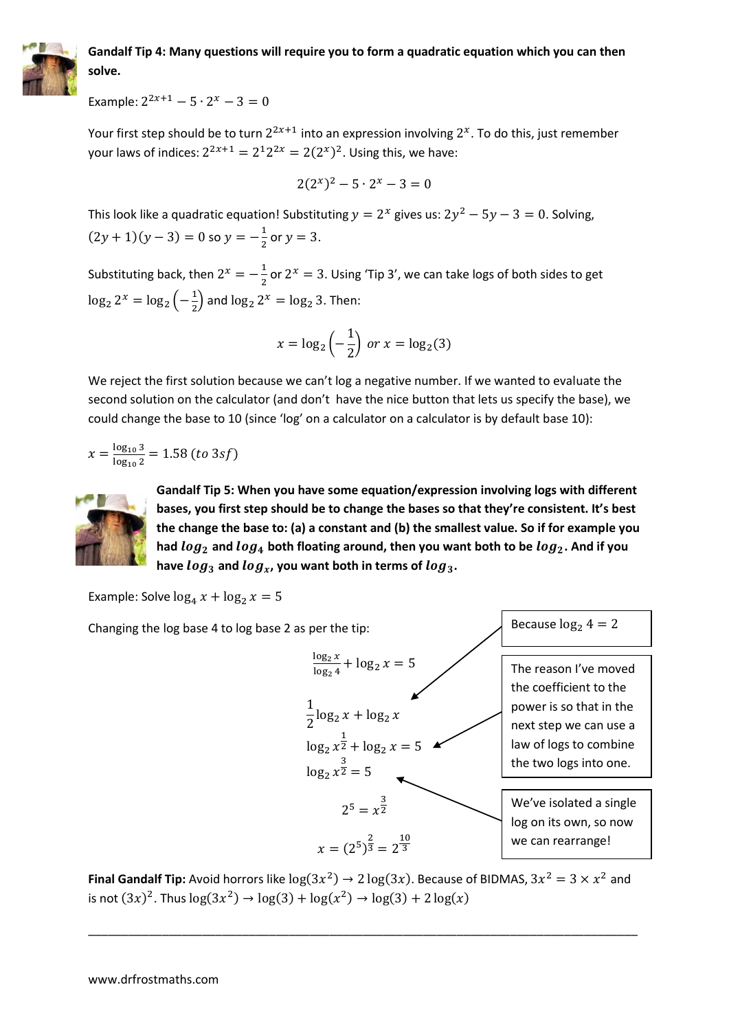**Gandalf Tip 4: Many questions will require you to form a quadratic equation which you can then solve.**

Example: $2^{2x+1} - 5 \cdot 2^x - 3 = 0$

Your first step should be to turn $2^{2x+1}$ into an expression involving $2^x$. To do this, just remember your laws of indices: $2^{2x+1} = 2^1 2^{2x} = 2(2^x)^2$. Using this, we have:

$$2(2^x)^2 - 5 \cdot 2^x - 3 = 0$$

This look like a quadratic equation! Substituting $y = 2^x$ gives us: $2y^2 - 5y - 3 = 0$. Solving, $(2y+1)(y-3) = 0$ so $y = -\frac{1}{2}$ or $y = 3$.

Substituting back, then $2^x = -\frac{1}{2}$ or $2^x = 3$. Using 'Tip 3', we can take logs of both sides to get $\log_2 2^x = \log_2\left(-\frac{1}{2}\right)$ and $\log_2 2^x = \log_2 3$. Then:

$$x = \log_2\left(-\frac{1}{2}\right) \; or \; x = \log_2(3)$$

We reject the first solution because we can't log a negative number. If we wanted to evaluate the second solution on the calculator (and don't have the nice button that lets us specify the base), we could change the base to 10 (since 'log' on a calculator on a calculator is by default base 10):

$$x = \frac{\log_{10} 3}{\log_{10} 2} = 1.58 \; (to \; 3sf)$$

**Gandalf Tip 5: When you have some equation/expression involving logs with different bases, you first step should be to change the bases so that they're consistent. It's best the change the base to: (a) a constant and (b) the smallest value. So if for example you had $log_2$ and $log_4$ both floating around, then you want both to be $log_2$. And if you have $log_3$ and $log_x$, you want both in terms of $log_3$.**

Example: Solve $\log_4 x + \log_2 x = 5$

Changing the log base 4 to log base 2 as per the tip:

$$\frac{\log_2 x}{\log_2 4} + \log_2 x = 5$$

$$\frac{1}{2}\log_2 x + \log_2 x$$

$$\log_2 x^{\frac{1}{2}} + \log_2 x = 5$$

$$\log_2 x^{\frac{3}{2}} = 5$$

$$2^5 = x^{\frac{3}{2}}$$

$$x = (2^5)^{\frac{2}{3}} = 2^{\frac{10}{3}}$$

Because $\log_2 4 = 2$

The reason I've moved the coefficient to the power is so that in the next step we can use a law of logs to combine the two logs into one.

We've isolated a single log on its own, so now we can rearrange!

**Final Gandalf Tip:** Avoid horrors like $\log(3x^2) \to 2\log(3x)$. Because of BIDMAS, $3x^2 = 3 \times x^2$ and is not $(3x)^2$. Thus $\log(3x^2) \to \log(3) + \log(x^2) \to \log(3) + 2\log(x)$

www.drfrostmaths.com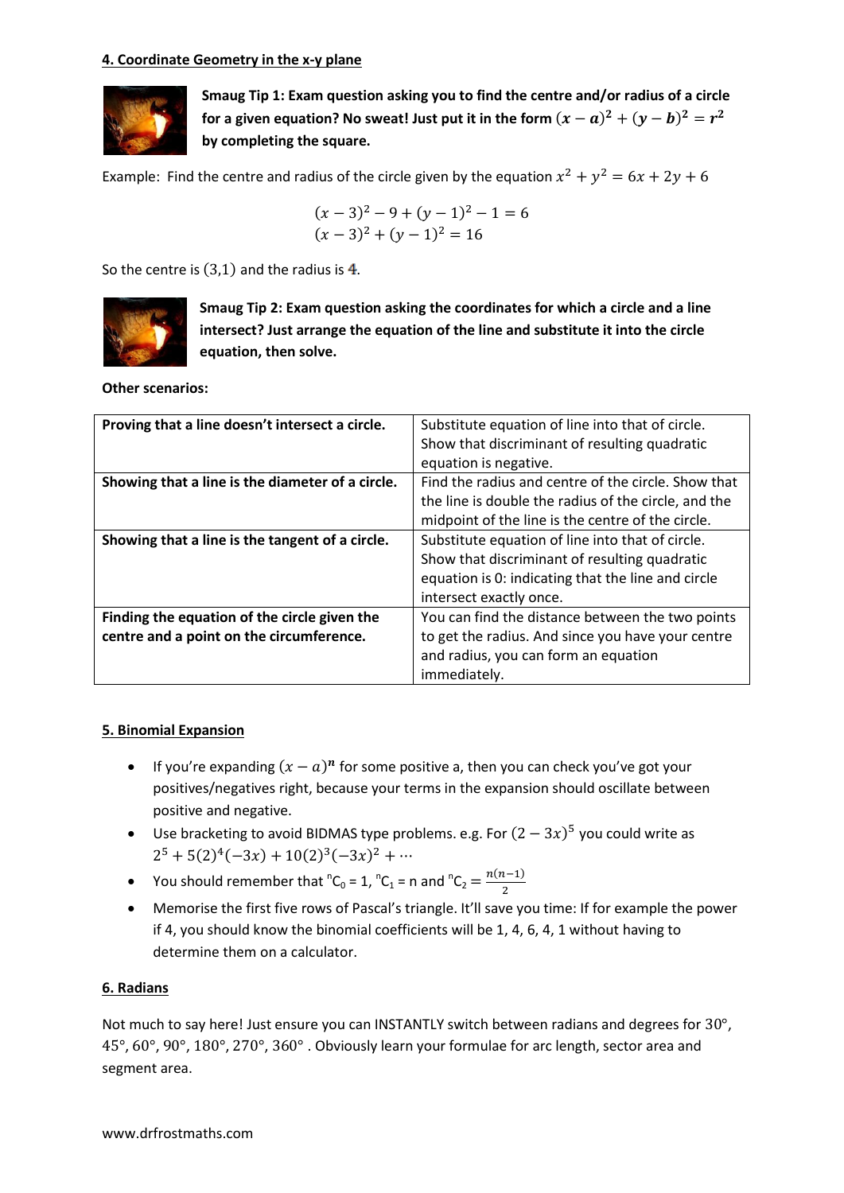## 4. Coordinate Geometry in the x-y plane

**Smaug Tip 1: Exam question asking you to find the centre and/or radius of a circle for a given equation? No sweat! Just put it in the form $(x-a)^2 + (y-b)^2 = r^2$ by completing the square.**

Example: Find the centre and radius of the circle given by the equation $x^2 + y^2 = 6x + 2y + 6$

$$(x-3)^2 - 9 + (y-1)^2 - 1 = 6$$
$$(x-3)^2 + (y-1)^2 = 16$$

So the centre is $(3,1)$ and the radius is 4.

**Smaug Tip 2: Exam question asking the coordinates for which a circle and a line intersect? Just arrange the equation of the line and substitute it into the circle equation, then solve.**

**Other scenarios:**

| | |
|---|---|
| **Proving that a line doesn't intersect a circle.** | Substitute equation of line into that of circle. Show that discriminant of resulting quadratic equation is negative. |
| **Showing that a line is the diameter of a circle.** | Find the radius and centre of the circle. Show that the line is double the radius of the circle, and the midpoint of the line is the centre of the circle. |
| **Showing that a line is the tangent of a circle.** | Substitute equation of line into that of circle. Show that discriminant of resulting quadratic equation is 0: indicating that the line and circle intersect exactly once. |
| **Finding the equation of the circle given the centre and a point on the circumference.** | You can find the distance between the two points to get the radius. And since you have your centre and radius, you can form an equation immediately. |

## 5. Binomial Expansion

- If you're expanding $(x-a)^n$ for some positive a, then you can check you've got your positives/negatives right, because your terms in the expansion should oscillate between positive and negative.
- Use bracketing to avoid BIDMAS type problems. e.g. For $(2-3x)^5$ you could write as $2^5 + 5(2)^4(-3x) + 10(2)^3(-3x)^2 + \cdots$
- You should remember that ${}^nC_0 = 1$, ${}^nC_1 = n$ and ${}^nC_2 = \frac{n(n-1)}{2}$
- Memorise the first five rows of Pascal's triangle. It'll save you time: If for example the power if 4, you should know the binomial coefficients will be 1, 4, 6, 4, 1 without having to determine them on a calculator.

## 6. Radians

Not much to say here! Just ensure you can INSTANTLY switch between radians and degrees for 30°, 45°, 60°, 90°, 180°, 270°, 360° . Obviously learn your formulae for arc length, sector area and segment area.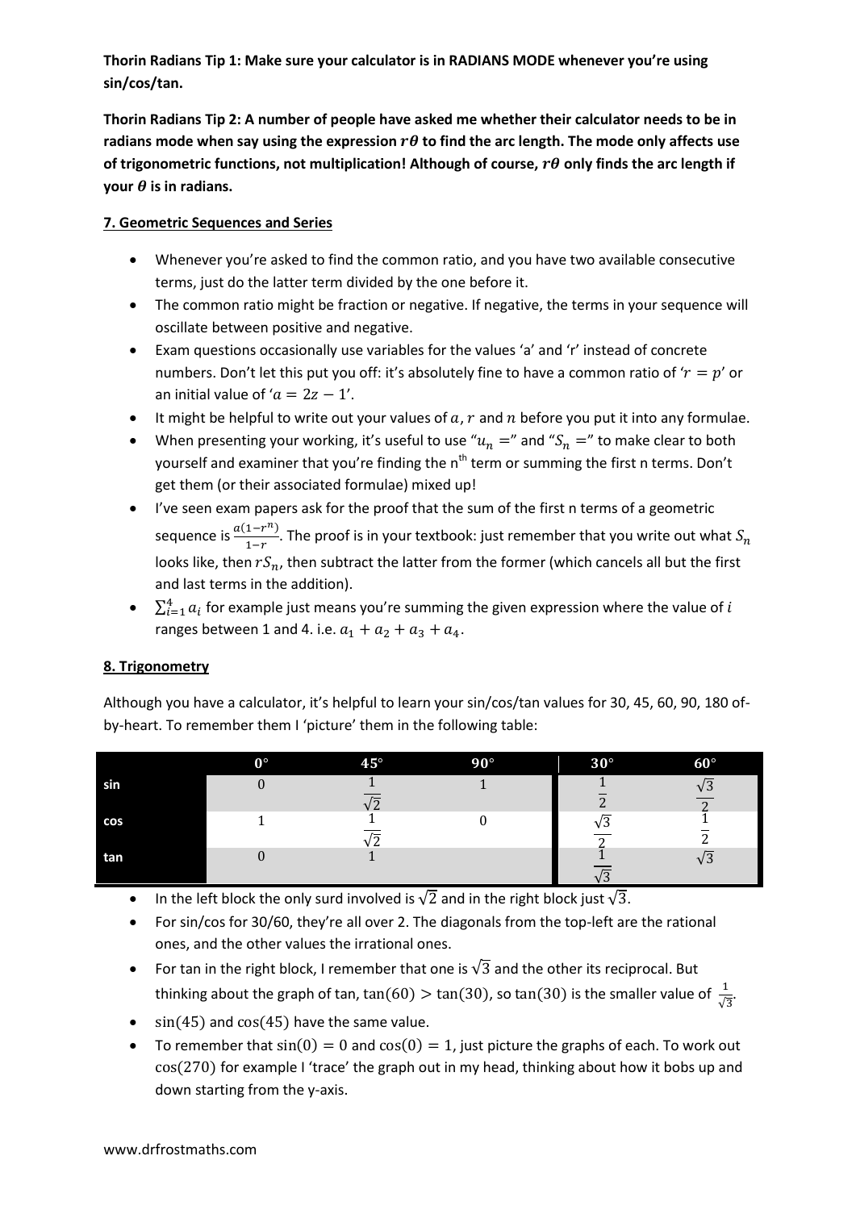**Thorin Radians Tip 1: Make sure your calculator is in RADIANS MODE whenever you're using sin/cos/tan.**

**Thorin Radians Tip 2: A number of people have asked me whether their calculator needs to be in radians mode when say using the expression $r\theta$ to find the arc length. The mode only affects use of trigonometric functions, not multiplication! Although of course, $r\theta$ only finds the arc length if your $\theta$ is in radians.**

## 7. Geometric Sequences and Series

- Whenever you're asked to find the common ratio, and you have two available consecutive terms, just do the latter term divided by the one before it.
- The common ratio might be fraction or negative. If negative, the terms in your sequence will oscillate between positive and negative.
- Exam questions occasionally use variables for the values 'a' and 'r' instead of concrete numbers. Don't let this put you off: it's absolutely fine to have a common ratio of '$r = p$' or an initial value of '$a = 2z - 1$'.
- It might be helpful to write out your values of $a, r$ and $n$ before you put it into any formulae.
- When presenting your working, it's useful to use "$u_n =$" and "$S_n =$" to make clear to both yourself and examiner that you're finding the n[th] term or summing the first n terms. Don't get them (or their associated formulae) mixed up!
- I've seen exam papers ask for the proof that the sum of the first n terms of a geometric sequence is $\frac{a(1-r^n)}{1-r}$. The proof is in your textbook: just remember that you write out what $S_n$ looks like, then $rS_n$, then subtract the latter from the former (which cancels all but the first and last terms in the addition).
- $\sum_{i=1}^{4} a_i$ for example just means you're summing the given expression where the value of $i$ ranges between 1 and 4. i.e. $a_1 + a_2 + a_3 + a_4$.

## 8. Trigonometry

Although you have a calculator, it's helpful to learn your sin/cos/tan values for 30, 45, 60, 90, 180 of-by-heart. To remember them I 'picture' them in the following table:

| | $0°$ | $45°$ | $90°$ | $30°$ | $60°$ |
|---|---|---|---|---|---|
| sin | $0$ | $\frac{1}{\sqrt{2}}$ | $1$ | $\frac{1}{2}$ | $\frac{\sqrt{3}}{2}$ |
| cos | $1$ | $\frac{1}{\sqrt{2}}$ | $0$ | $\frac{\sqrt{3}}{2}$ | $\frac{1}{2}$ |
| tan | $0$ | $1$ | | $\frac{1}{\sqrt{3}}$ | $\sqrt{3}$ |

- In the left block the only surd involved is $\sqrt{2}$ and in the right block just $\sqrt{3}$.
- For sin/cos for 30/60, they're all over 2. The diagonals from the top-left are the rational ones, and the other values the irrational ones.
- For tan in the right block, I remember that one is $\sqrt{3}$ and the other its reciprocal. But thinking about the graph of tan, $\tan(60) > \tan(30)$, so $\tan(30)$ is the smaller value of $\frac{1}{\sqrt{3}}$.
- $\sin(45)$ and $\cos(45)$ have the same value.
- To remember that $\sin(0) = 0$ and $\cos(0) = 1$, just picture the graphs of each. To work out $\cos(270)$ for example I 'trace' the graph out in my head, thinking about how it bobs up and down starting from the y-axis.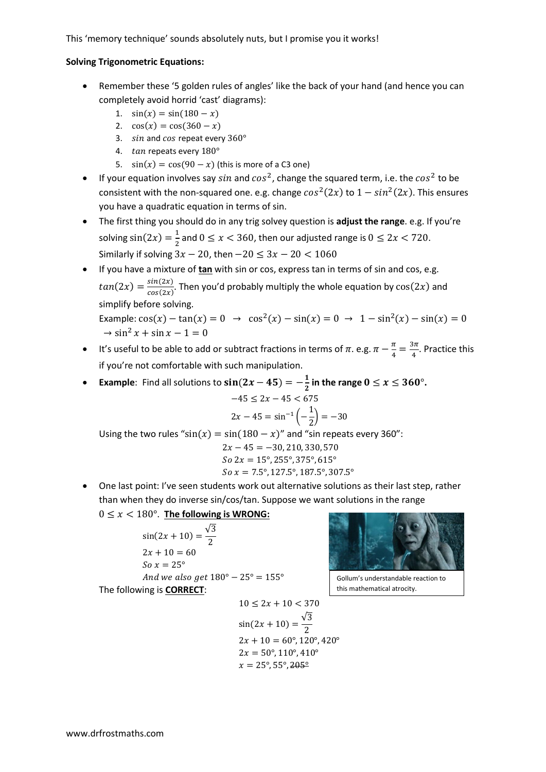This 'memory technique' sounds absolutely nuts, but I promise you it works!

**Solving Trigonometric Equations:**

- Remember these '5 golden rules of angles' like the back of your hand (and hence you can completely avoid horrid 'cast' diagrams):
  1. $\sin(x) = \sin(180 - x)$
  2. $\cos(x) = \cos(360 - x)$
  3. $sin$ and $cos$ repeat every $360°$
  4. $tan$ repeats every $180°$
  5. $\sin(x) = \cos(90 - x)$ (this is more of a C3 one)
- If your equation involves say $sin$ and $cos^2$, change the squared term, i.e. the $cos^2$ to be consistent with the non-squared one. e.g. change $cos^2(2x)$ to $1 - sin^2(2x)$. This ensures you have a quadratic equation in terms of sin.
- The first thing you should do in any trig solvey question is **adjust the range**. e.g. If you're solving $\sin(2x) = \frac{1}{2}$ and $0 \leq x < 360$, then our adjusted range is $0 \leq 2x < 720$. Similarly if solving $3x - 20$, then $-20 \leq 3x - 20 < 1060$
- If you have a mixture of **tan** with sin or cos, express tan in terms of sin and cos, e.g. $tan(2x) = \frac{sin(2x)}{cos(2x)}$. Then you'd probably multiply the whole equation by $\cos(2x)$ and simplify before solving.
  Example: $\cos(x) - \tan(x) = 0 \;\rightarrow\; \cos^2(x) - \sin(x) = 0 \;\rightarrow\; 1 - \sin^2(x) - \sin(x) = 0$
  $\rightarrow \sin^2 x + \sin x - 1 = 0$
- It's useful to be able to add or subtract fractions in terms of $\pi$. e.g. $\pi - \frac{\pi}{4} = \frac{3\pi}{4}$. Practice this if you're not comfortable with such manipulation.
- **Example**: Find all solutions to $\mathbf{\sin(2x - 45) = -\frac{1}{2}}$ **in the range $\mathbf{0 \leq x \leq 360°}$.**

$$-45 \leq 2x - 45 < 675$$
$$2x - 45 = \sin^{-1}\left(-\frac{1}{2}\right) = -30$$

  Using the two rules "$\sin(x) = \sin(180 - x)$" and "sin repeats every 360":

$$2x - 45 = -30, 210, 330, 570$$
$$So\ 2x = 15°, 255°, 375°, 615°$$
$$So\ x = 7.5°, 127.5°, 187.5°, 307.5°$$

- One last point: I've seen students work out alternative solutions as their last step, rather than when they do inverse sin/cos/tan. Suppose we want solutions in the range $0 \leq x < 180°$. **The following is WRONG:**

$$\sin(2x + 10) = \frac{\sqrt{3}}{2}$$
$$2x + 10 = 60$$
$$So\ x = 25°$$
$$And\ we\ also\ get\ 180° - 25° = 155°$$

Gollum's understandable reaction to this mathematical atrocity.

  The following is **CORRECT**:

$$10 \leq 2x + 10 < 370$$
$$\sin(2x + 10) = \frac{\sqrt{3}}{2}$$
$$2x + 10 = 60°, 120°, 420°$$
$$2x = 50°, 110°, 410°$$
$$x = 25°, 55°, \cancel{205°}$$

www.drfrostmaths.com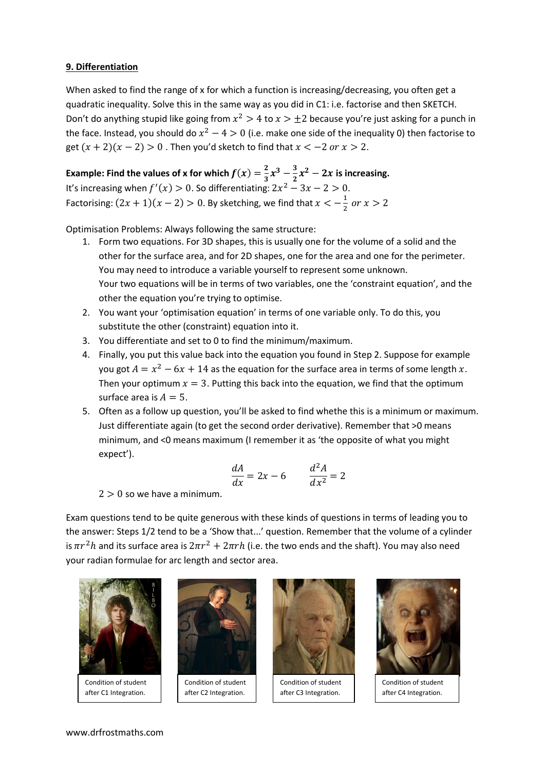## 9. Differentiation

When asked to find the range of x for which a function is increasing/decreasing, you often get a quadratic inequality. Solve this in the same way as you did in C1: i.e. factorise and then SKETCH. Don't do anything stupid like going from $x^2 > 4$ to $x > \pm 2$ because you're just asking for a punch in the face. Instead, you should do $x^2 - 4 > 0$ (i.e. make one side of the inequality 0) then factorise to get $(x+2)(x-2) > 0$ . Then you'd sketch to find that $x < -2$ or $x > 2$.

**Example: Find the values of x for which $f(x) = \frac{2}{3}x^3 - \frac{3}{2}x^2 - 2x$ is increasing.**
It's increasing when $f'(x) > 0$. So differentiating: $2x^2 - 3x - 2 > 0$.
Factorising: $(2x+1)(x-2) > 0$. By sketching, we find that $x < -\frac{1}{2}$ or $x > 2$

Optimisation Problems: Always following the same structure:

1. Form two equations. For 3D shapes, this is usually one for the volume of a solid and the other for the surface area, and for 2D shapes, one for the area and one for the perimeter. You may need to introduce a variable yourself to represent some unknown.
   Your two equations will be in terms of two variables, one the 'constraint equation', and the other the equation you're trying to optimise.
2. You want your 'optimisation equation' in terms of one variable only. To do this, you substitute the other (constraint) equation into it.
3. You differentiate and set to 0 to find the minimum/maximum.
4. Finally, you put this value back into the equation you found in Step 2. Suppose for example you got $A = x^2 - 6x + 14$ as the equation for the surface area in terms of some length $x$. Then your optimum $x = 3$. Putting this back into the equation, we find that the optimum surface area is $A = 5$.
5. Often as a follow up question, you'll be asked to find whethe this is a minimum or maximum. Just differentiate again (to get the second order derivative). Remember that >0 means minimum, and <0 means maximum (I remember it as 'the opposite of what you might expect').

$$\frac{dA}{dx} = 2x - 6 \qquad \frac{d^2A}{dx^2} = 2$$

   $2 > 0$ so we have a minimum.

Exam questions tend to be quite generous with these kinds of questions in terms of leading you to the answer: Steps 1/2 tend to be a 'Show that...' question. Remember that the volume of a cylinder is $\pi r^2 h$ and its surface area is $2\pi r^2 + 2\pi r h$ (i.e. the two ends and the shaft). You may also need your radian formulae for arc length and sector area.

Condition of student after C1 Integration.

Condition of student after C2 Integration.

Condition of student after C3 Integration.

Condition of student after C4 Integration.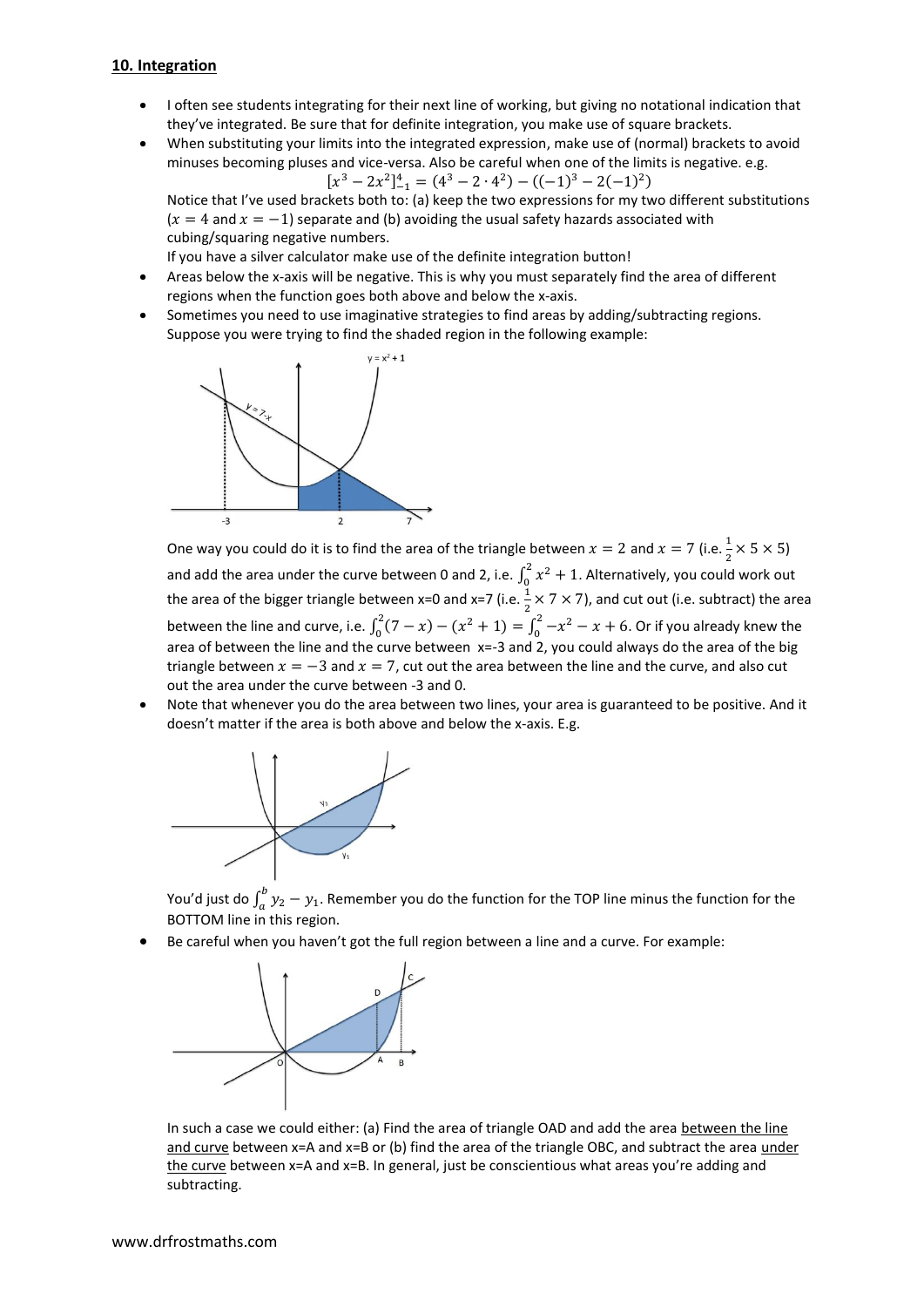## 10. Integration

- I often see students integrating for their next line of working, but giving no notational indication that they've integrated. Be sure that for definite integration, you make use of square brackets.
- When substituting your limits into the integrated expression, make use of (normal) brackets to avoid minuses becoming pluses and vice-versa. Also be careful when one of the limits is negative. e.g.

$$[x^3 - 2x^2]_{-1}^{4} = (4^3 - 2 \cdot 4^2) - ((-1)^3 - 2(-1)^2)$$

  Notice that I've used brackets both to: (a) keep the two expressions for my two different substitutions ($x = 4$ and $x = -1$) separate and (b) avoiding the usual safety hazards associated with cubing/squaring negative numbers.

  If you have a silver calculator make use of the definite integration button!
- Areas below the x-axis will be negative. This is why you must separately find the area of different regions when the function goes both above and below the x-axis.
- Sometimes you need to use imaginative strategies to find areas by adding/subtracting regions. Suppose you were trying to find the shaded region in the following example:

  $y = x^2 + 1$

  $y = 7 - x$

  -3

  2

  7

  One way you could do it is to find the area of the triangle between $x = 2$ and $x = 7$ (i.e. $\frac{1}{2} \times 5 \times 5$) and add the area under the curve between 0 and 2, i.e. $\int_0^2 x^2 + 1$. Alternatively, you could work out the area of the bigger triangle between x=0 and x=7 (i.e. $\frac{1}{2} \times 7 \times 7$), and cut out (i.e. subtract) the area between the line and curve, i.e. $\int_0^2 (7 - x) - (x^2 + 1) = \int_0^2 -x^2 - x + 6$. Or if you already knew the area of between the line and the curve between x=-3 and 2, you could always do the area of the big triangle between $x = -3$ and $x = 7$, cut out the area between the line and the curve, and also cut out the area under the curve between -3 and 0.
- Note that whenever you do the area between two lines, your area is guaranteed to be positive. And it doesn't matter if the area is both above and below the x-axis. E.g.

  $y_2$

  $y_1$

  You'd just do $\int_a^b y_2 - y_1$. Remember you do the function for the TOP line minus the function for the BOTTOM line in this region.
- Be careful when you haven't got the full region between a line and a curve. For example:

  D C

  O A B

  In such a case we could either: (a) Find the area of triangle OAD and add the area between the line and curve between x=A and x=B or (b) find the area of the triangle OBC, and subtract the area under the curve between x=A and x=B. In general, just be conscientious what areas you're adding and subtracting.

www.drfrostmaths.com